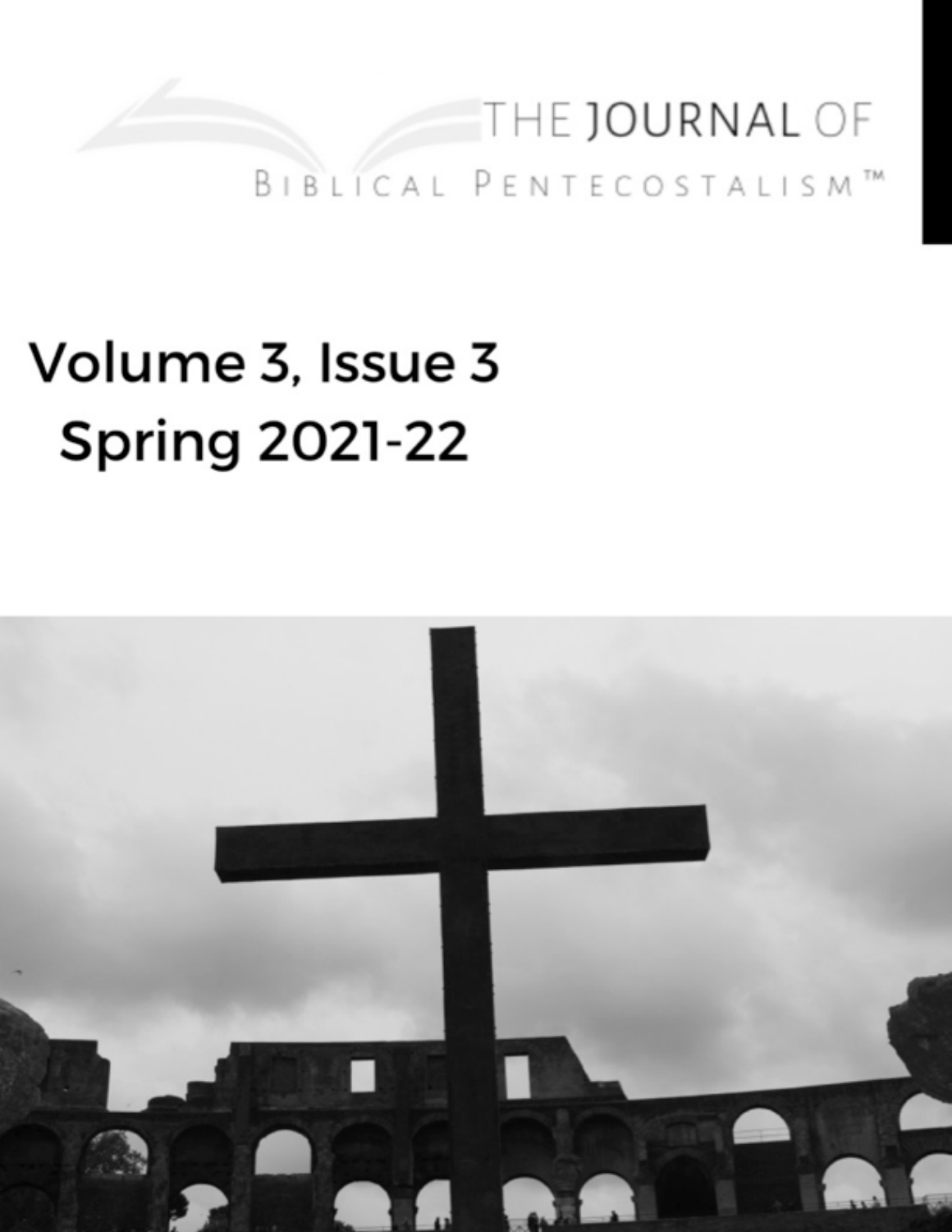# THE JOURNAL OF BIBLICAL PENTECOSTALISM™

## Volume 3, Issue 3
## Spring 2021-22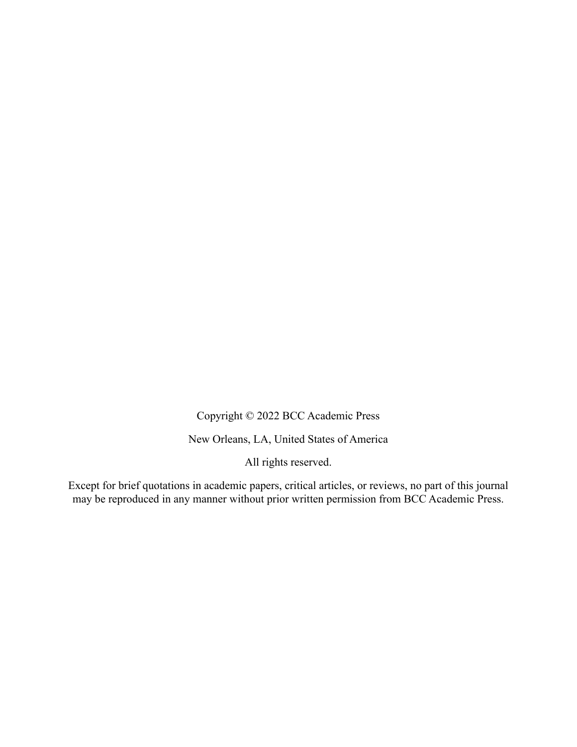Copyright © 2022 BCC Academic Press

New Orleans, LA, United States of America

All rights reserved.

Except for brief quotations in academic papers, critical articles, or reviews, no part of this journal may be reproduced in any manner without prior written permission from BCC Academic Press.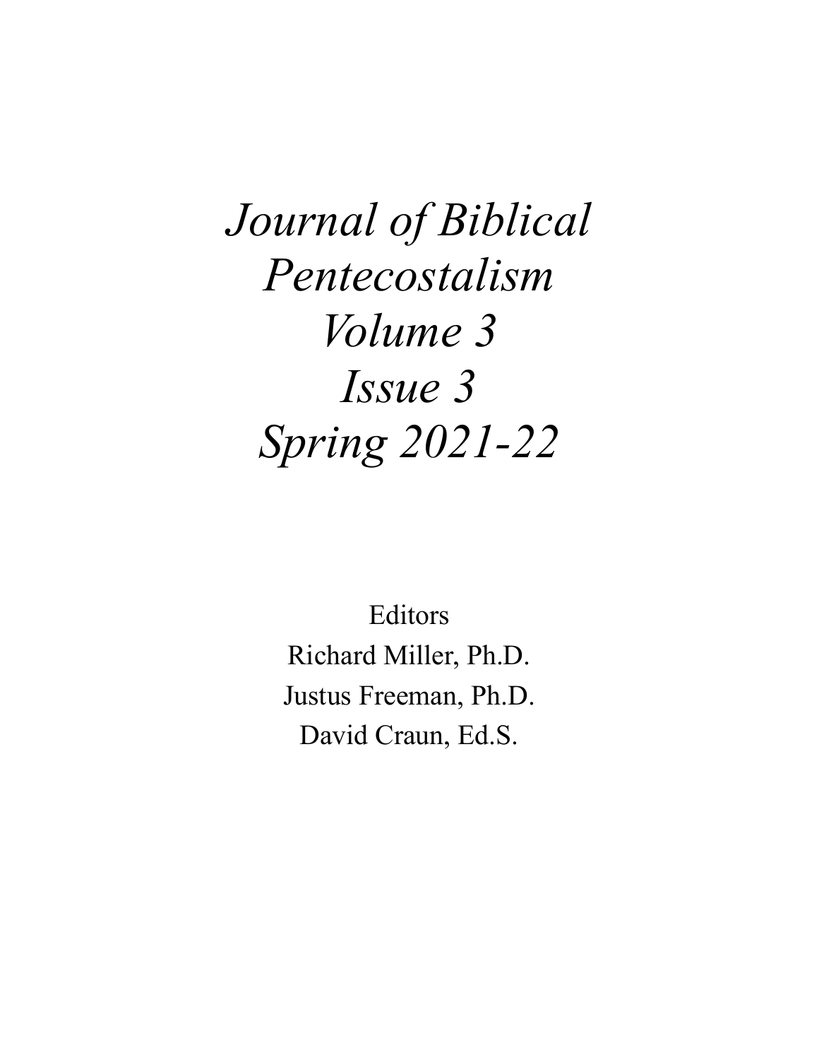*Journal of Biblical Pentecostalism*
*Volume 3*
*Issue 3*
*Spring 2021-22*

Editors

Richard Miller, Ph.D.

Justus Freeman, Ph.D.

David Craun, Ed.S.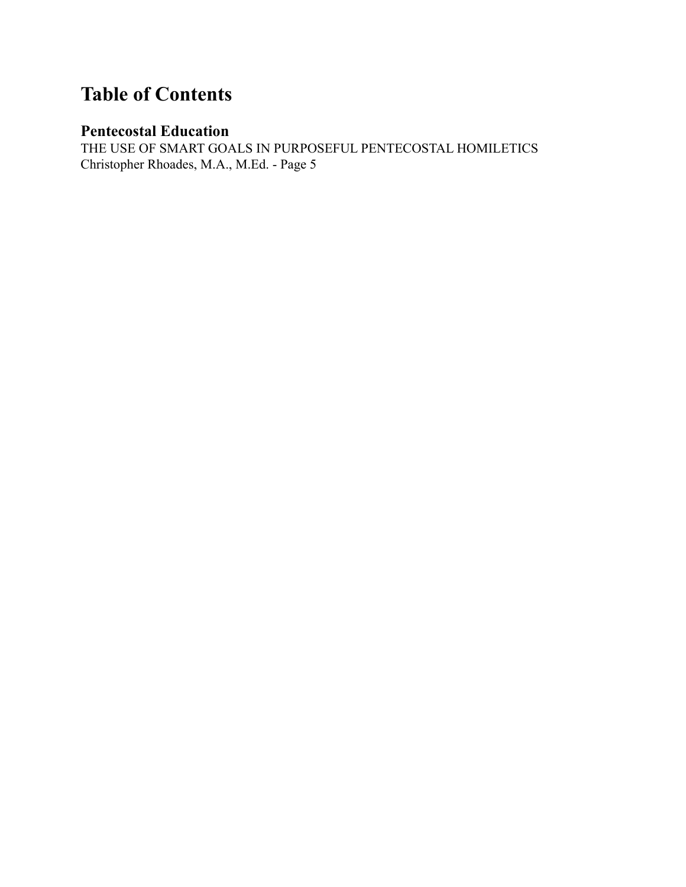# Table of Contents

## Pentecostal Education

THE USE OF SMART GOALS IN PURPOSEFUL PENTECOSTAL HOMILETICS
Christopher Rhoades, M.A., M.Ed. - Page 5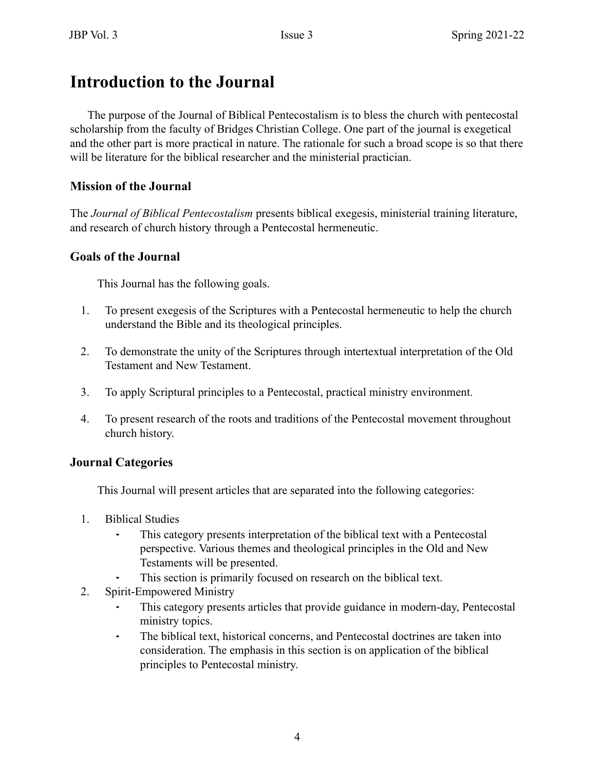# Introduction to the Journal

The purpose of the Journal of Biblical Pentecostalism is to bless the church with pentecostal scholarship from the faculty of Bridges Christian College. One part of the journal is exegetical and the other part is more practical in nature. The rationale for such a broad scope is so that there will be literature for the biblical researcher and the ministerial practician.

### Mission of the Journal

The *Journal of Biblical Pentecostalism* presents biblical exegesis, ministerial training literature, and research of church history through a Pentecostal hermeneutic.

### Goals of the Journal

This Journal has the following goals.

1. To present exegesis of the Scriptures with a Pentecostal hermeneutic to help the church understand the Bible and its theological principles.

2. To demonstrate the unity of the Scriptures through intertextual interpretation of the Old Testament and New Testament.

3. To apply Scriptural principles to a Pentecostal, practical ministry environment.

4. To present research of the roots and traditions of the Pentecostal movement throughout church history.

### Journal Categories

This Journal will present articles that are separated into the following categories:

1. Biblical Studies
    - This category presents interpretation of the biblical text with a Pentecostal perspective. Various themes and theological principles in the Old and New Testaments will be presented.
    - This section is primarily focused on research on the biblical text.
2. Spirit-Empowered Ministry
    - This category presents articles that provide guidance in modern-day, Pentecostal ministry topics.
    - The biblical text, historical concerns, and Pentecostal doctrines are taken into consideration. The emphasis in this section is on application of the biblical principles to Pentecostal ministry.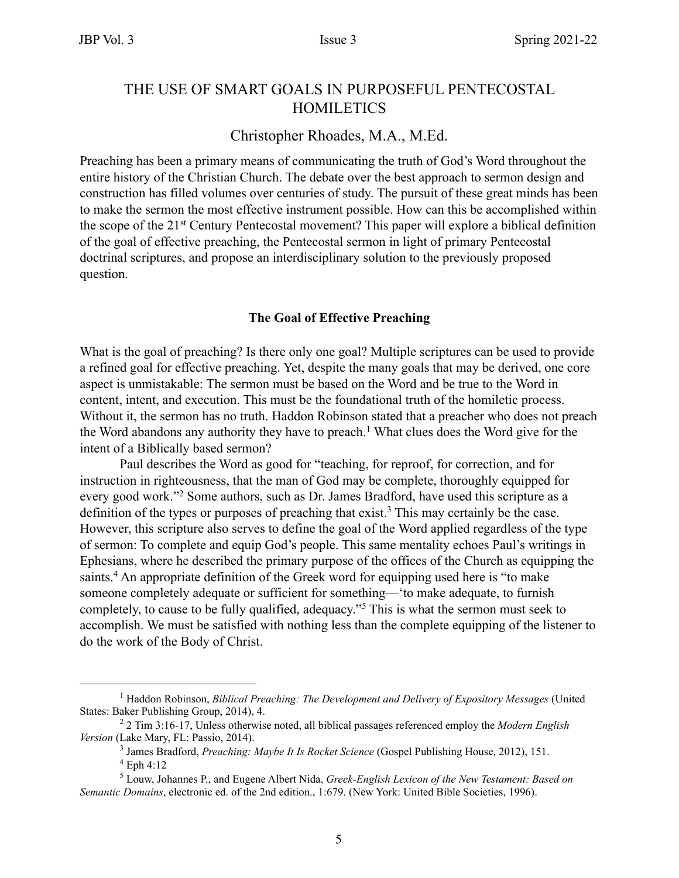# THE USE OF SMART GOALS IN PURPOSEFUL PENTECOSTAL HOMILETICS

## Christopher Rhoades, M.A., M.Ed.

Preaching has been a primary means of communicating the truth of God's Word throughout the entire history of the Christian Church. The debate over the best approach to sermon design and construction has filled volumes over centuries of study. The pursuit of these great minds has been to make the sermon the most effective instrument possible. How can this be accomplished within the scope of the 21st Century Pentecostal movement? This paper will explore a biblical definition of the goal of effective preaching, the Pentecostal sermon in light of primary Pentecostal doctrinal scriptures, and propose an interdisciplinary solution to the previously proposed question.

### The Goal of Effective Preaching

What is the goal of preaching? Is there only one goal? Multiple scriptures can be used to provide a refined goal for effective preaching. Yet, despite the many goals that may be derived, one core aspect is unmistakable: The sermon must be based on the Word and be true to the Word in content, intent, and execution. This must be the foundational truth of the homiletic process. Without it, the sermon has no truth. Haddon Robinson stated that a preacher who does not preach the Word abandons any authority they have to preach.[1] What clues does the Word give for the intent of a Biblically based sermon?

Paul describes the Word as good for "teaching, for reproof, for correction, and for instruction in righteousness, that the man of God may be complete, thoroughly equipped for every good work."[2] Some authors, such as Dr. James Bradford, have used this scripture as a definition of the types or purposes of preaching that exist.[3] This may certainly be the case. However, this scripture also serves to define the goal of the Word applied regardless of the type of sermon: To complete and equip God's people. This same mentality echoes Paul's writings in Ephesians, where he described the primary purpose of the offices of the Church as equipping the saints.[4] An appropriate definition of the Greek word for equipping used here is "to make someone completely adequate or sufficient for something—'to make adequate, to furnish completely, to cause to be fully qualified, adequacy."[5] This is what the sermon must seek to accomplish. We must be satisfied with nothing less than the complete equipping of the listener to do the work of the Body of Christ.

---

[1] Haddon Robinson, *Biblical Preaching: The Development and Delivery of Expository Messages* (United States: Baker Publishing Group, 2014), 4.

[2] 2 Tim 3:16-17, Unless otherwise noted, all biblical passages referenced employ the *Modern English Version* (Lake Mary, FL: Passio, 2014).

[3] James Bradford, *Preaching: Maybe It Is Rocket Science* (Gospel Publishing House, 2012), 151.

[4] Eph 4:12

[5] Louw, Johannes P., and Eugene Albert Nida, *Greek-English Lexicon of the New Testament: Based on Semantic Domains*, electronic ed. of the 2nd edition., 1:679. (New York: United Bible Societies, 1996).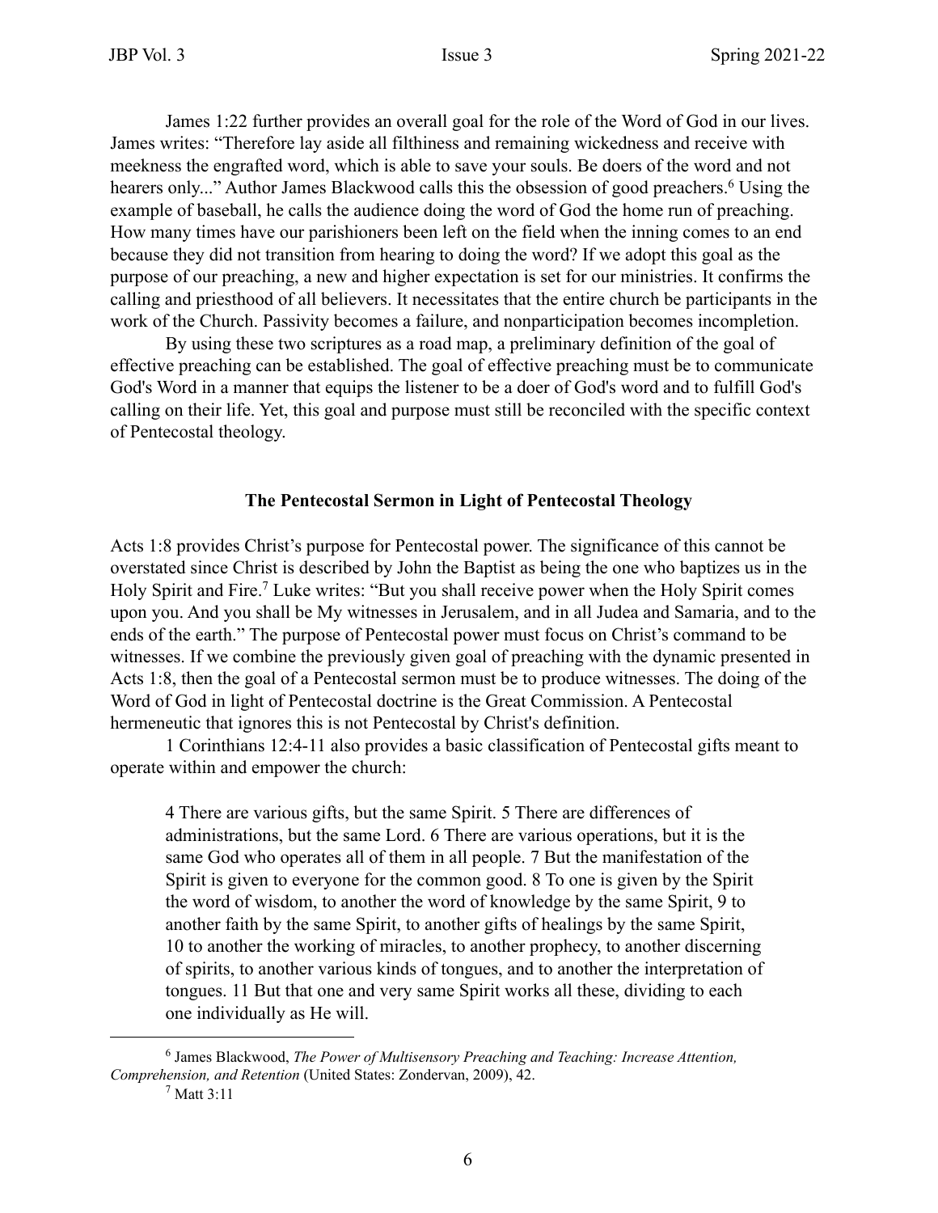James 1:22 further provides an overall goal for the role of the Word of God in our lives. James writes: "Therefore lay aside all filthiness and remaining wickedness and receive with meekness the engrafted word, which is able to save your souls. Be doers of the word and not hearers only..." Author James Blackwood calls this the obsession of good preachers.[6] Using the example of baseball, he calls the audience doing the word of God the home run of preaching. How many times have our parishioners been left on the field when the inning comes to an end because they did not transition from hearing to doing the word? If we adopt this goal as the purpose of our preaching, a new and higher expectation is set for our ministries. It confirms the calling and priesthood of all believers. It necessitates that the entire church be participants in the work of the Church. Passivity becomes a failure, and nonparticipation becomes incompletion.

By using these two scriptures as a road map, a preliminary definition of the goal of effective preaching can be established. The goal of effective preaching must be to communicate God's Word in a manner that equips the listener to be a doer of God's word and to fulfill God's calling on their life. Yet, this goal and purpose must still be reconciled with the specific context of Pentecostal theology.

## The Pentecostal Sermon in Light of Pentecostal Theology

Acts 1:8 provides Christ's purpose for Pentecostal power. The significance of this cannot be overstated since Christ is described by John the Baptist as being the one who baptizes us in the Holy Spirit and Fire.[7] Luke writes: "But you shall receive power when the Holy Spirit comes upon you. And you shall be My witnesses in Jerusalem, and in all Judea and Samaria, and to the ends of the earth." The purpose of Pentecostal power must focus on Christ's command to be witnesses. If we combine the previously given goal of preaching with the dynamic presented in Acts 1:8, then the goal of a Pentecostal sermon must be to produce witnesses. The doing of the Word of God in light of Pentecostal doctrine is the Great Commission. A Pentecostal hermeneutic that ignores this is not Pentecostal by Christ's definition.

1 Corinthians 12:4-11 also provides a basic classification of Pentecostal gifts meant to operate within and empower the church:

> 4 There are various gifts, but the same Spirit. 5 There are differences of administrations, but the same Lord. 6 There are various operations, but it is the same God who operates all of them in all people. 7 But the manifestation of the Spirit is given to everyone for the common good. 8 To one is given by the Spirit the word of wisdom, to another the word of knowledge by the same Spirit, 9 to another faith by the same Spirit, to another gifts of healings by the same Spirit, 10 to another the working of miracles, to another prophecy, to another discerning of spirits, to another various kinds of tongues, and to another the interpretation of tongues. 11 But that one and very same Spirit works all these, dividing to each one individually as He will.

---

[6] James Blackwood, *The Power of Multisensory Preaching and Teaching: Increase Attention, Comprehension, and Retention* (United States: Zondervan, 2009), 42.

[7] Matt 3:11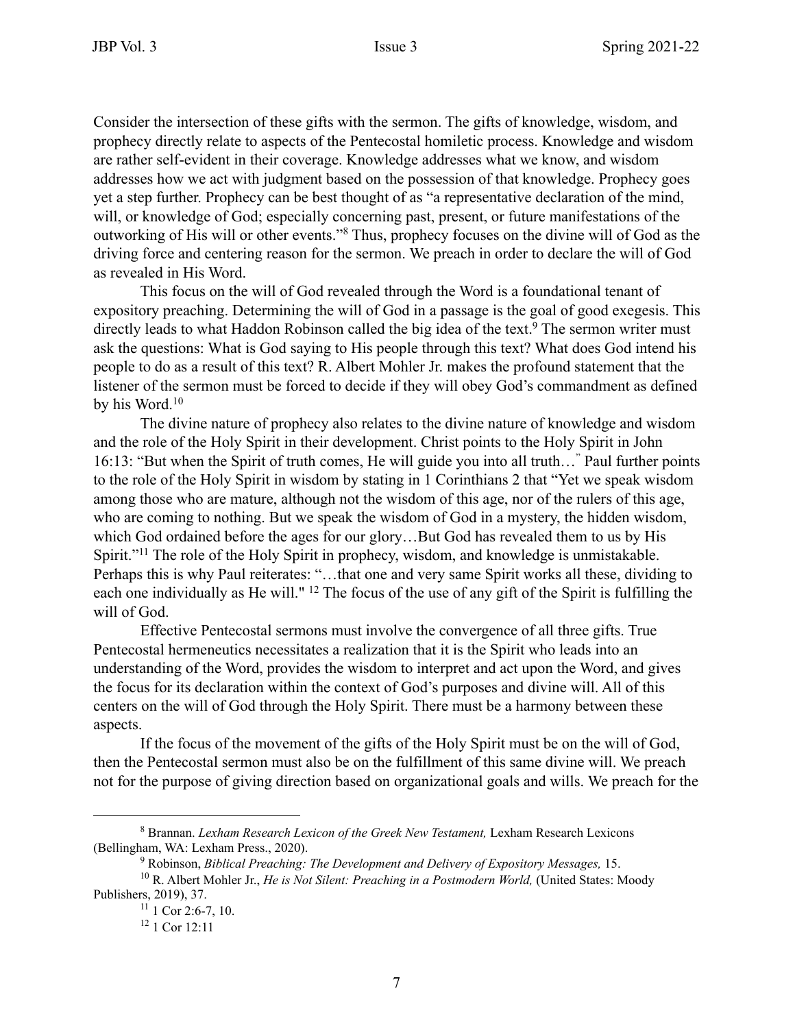Consider the intersection of these gifts with the sermon. The gifts of knowledge, wisdom, and prophecy directly relate to aspects of the Pentecostal homiletic process. Knowledge and wisdom are rather self-evident in their coverage. Knowledge addresses what we know, and wisdom addresses how we act with judgment based on the possession of that knowledge. Prophecy goes yet a step further. Prophecy can be best thought of as "a representative declaration of the mind, will, or knowledge of God; especially concerning past, present, or future manifestations of the outworking of His will or other events."[8] Thus, prophecy focuses on the divine will of God as the driving force and centering reason for the sermon. We preach in order to declare the will of God as revealed in His Word.

This focus on the will of God revealed through the Word is a foundational tenant of expository preaching. Determining the will of God in a passage is the goal of good exegesis. This directly leads to what Haddon Robinson called the big idea of the text.[9] The sermon writer must ask the questions: What is God saying to His people through this text? What does God intend his people to do as a result of this text? R. Albert Mohler Jr. makes the profound statement that the listener of the sermon must be forced to decide if they will obey God's commandment as defined by his Word.[10]

The divine nature of prophecy also relates to the divine nature of knowledge and wisdom and the role of the Holy Spirit in their development. Christ points to the Holy Spirit in John 16:13: "But when the Spirit of truth comes, He will guide you into all truth…" Paul further points to the role of the Holy Spirit in wisdom by stating in 1 Corinthians 2 that "Yet we speak wisdom among those who are mature, although not the wisdom of this age, nor of the rulers of this age, who are coming to nothing. But we speak the wisdom of God in a mystery, the hidden wisdom, which God ordained before the ages for our glory…But God has revealed them to us by His Spirit."[11] The role of the Holy Spirit in prophecy, wisdom, and knowledge is unmistakable. Perhaps this is why Paul reiterates: "…that one and very same Spirit works all these, dividing to each one individually as He will." [12] The focus of the use of any gift of the Spirit is fulfilling the will of God.

Effective Pentecostal sermons must involve the convergence of all three gifts. True Pentecostal hermeneutics necessitates a realization that it is the Spirit who leads into an understanding of the Word, provides the wisdom to interpret and act upon the Word, and gives the focus for its declaration within the context of God's purposes and divine will. All of this centers on the will of God through the Holy Spirit. There must be a harmony between these aspects.

If the focus of the movement of the gifts of the Holy Spirit must be on the will of God, then the Pentecostal sermon must also be on the fulfillment of this same divine will. We preach not for the purpose of giving direction based on organizational goals and wills. We preach for the

---

[8] Brannan. *Lexham Research Lexicon of the Greek New Testament,* Lexham Research Lexicons (Bellingham, WA: Lexham Press., 2020).

[9] Robinson, *Biblical Preaching: The Development and Delivery of Expository Messages,* 15.

[10] R. Albert Mohler Jr., *He is Not Silent: Preaching in a Postmodern World,* (United States: Moody Publishers, 2019), 37.

[11] 1 Cor 2:6-7, 10.

[12] 1 Cor 12:11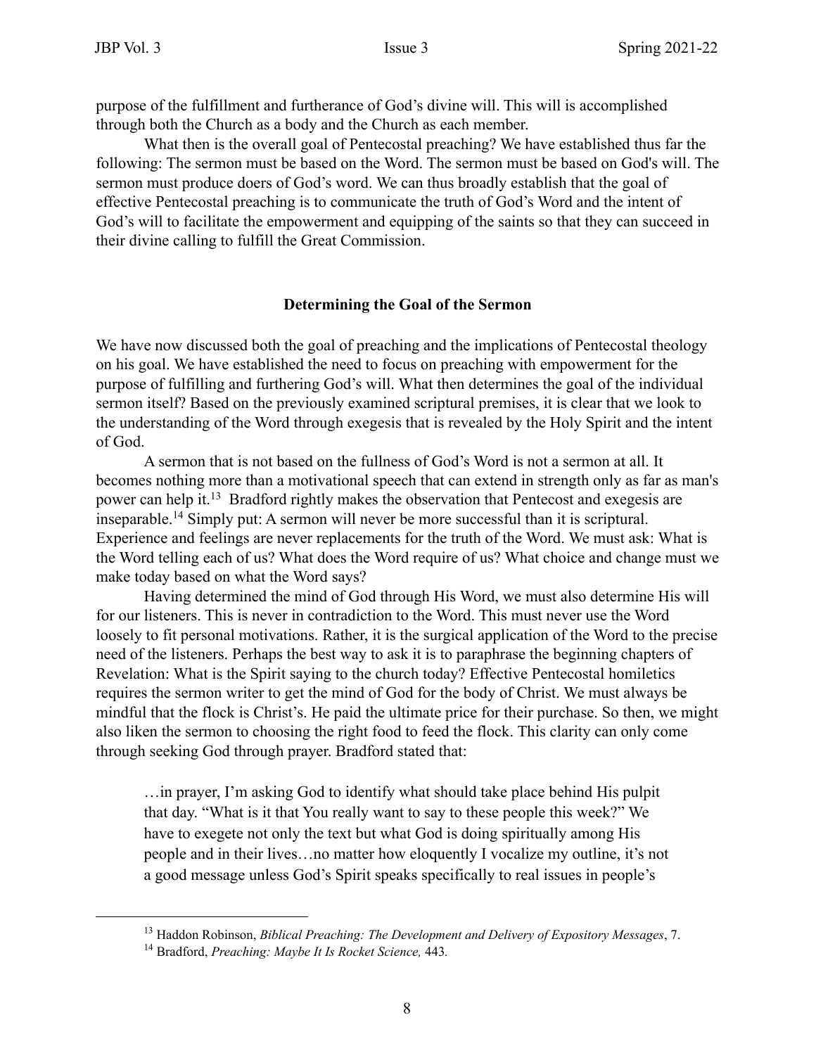purpose of the fulfillment and furtherance of God's divine will. This will is accomplished through both the Church as a body and the Church as each member.

What then is the overall goal of Pentecostal preaching? We have established thus far the following: The sermon must be based on the Word. The sermon must be based on God's will. The sermon must produce doers of God's word. We can thus broadly establish that the goal of effective Pentecostal preaching is to communicate the truth of God's Word and the intent of God's will to facilitate the empowerment and equipping of the saints so that they can succeed in their divine calling to fulfill the Great Commission.

## Determining the Goal of the Sermon

We have now discussed both the goal of preaching and the implications of Pentecostal theology on his goal. We have established the need to focus on preaching with empowerment for the purpose of fulfilling and furthering God's will. What then determines the goal of the individual sermon itself? Based on the previously examined scriptural premises, it is clear that we look to the understanding of the Word through exegesis that is revealed by the Holy Spirit and the intent of God.

A sermon that is not based on the fullness of God's Word is not a sermon at all. It becomes nothing more than a motivational speech that can extend in strength only as far as man's power can help it.[13] Bradford rightly makes the observation that Pentecost and exegesis are inseparable.[14] Simply put: A sermon will never be more successful than it is scriptural. Experience and feelings are never replacements for the truth of the Word. We must ask: What is the Word telling each of us? What does the Word require of us? What choice and change must we make today based on what the Word says?

Having determined the mind of God through His Word, we must also determine His will for our listeners. This is never in contradiction to the Word. This must never use the Word loosely to fit personal motivations. Rather, it is the surgical application of the Word to the precise need of the listeners. Perhaps the best way to ask it is to paraphrase the beginning chapters of Revelation: What is the Spirit saying to the church today? Effective Pentecostal homiletics requires the sermon writer to get the mind of God for the body of Christ. We must always be mindful that the flock is Christ's. He paid the ultimate price for their purchase. So then, we might also liken the sermon to choosing the right food to feed the flock. This clarity can only come through seeking God through prayer. Bradford stated that:

> …in prayer, I'm asking God to identify what should take place behind His pulpit that day. "What is it that You really want to say to these people this week?" We have to exegete not only the text but what God is doing spiritually among His people and in their lives…no matter how eloquently I vocalize my outline, it's not a good message unless God's Spirit speaks specifically to real issues in people's

---

[13] Haddon Robinson, *Biblical Preaching: The Development and Delivery of Expository Messages*, 7.

[14] Bradford, *Preaching: Maybe It Is Rocket Science,* 443.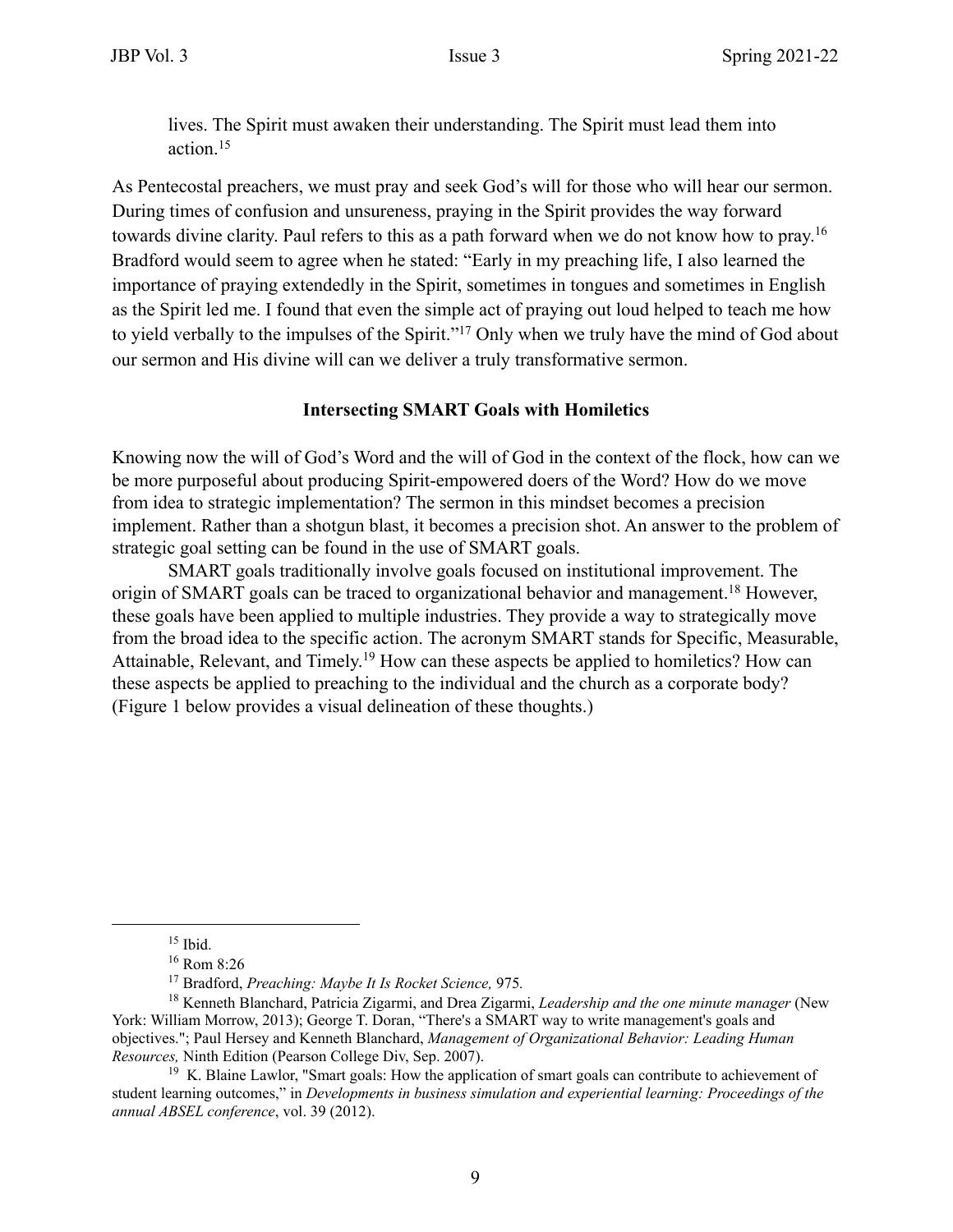lives. The Spirit must awaken their understanding. The Spirit must lead them into action.[15]

As Pentecostal preachers, we must pray and seek God's will for those who will hear our sermon. During times of confusion and unsureness, praying in the Spirit provides the way forward towards divine clarity. Paul refers to this as a path forward when we do not know how to pray.[16] Bradford would seem to agree when he stated: "Early in my preaching life, I also learned the importance of praying extendedly in the Spirit, sometimes in tongues and sometimes in English as the Spirit led me. I found that even the simple act of praying out loud helped to teach me how to yield verbally to the impulses of the Spirit."[17] Only when we truly have the mind of God about our sermon and His divine will can we deliver a truly transformative sermon.

**Intersecting SMART Goals with Homiletics**

Knowing now the will of God's Word and the will of God in the context of the flock, how can we be more purposeful about producing Spirit-empowered doers of the Word? How do we move from idea to strategic implementation? The sermon in this mindset becomes a precision implement. Rather than a shotgun blast, it becomes a precision shot. An answer to the problem of strategic goal setting can be found in the use of SMART goals.

SMART goals traditionally involve goals focused on institutional improvement. The origin of SMART goals can be traced to organizational behavior and management.[18] However, these goals have been applied to multiple industries. They provide a way to strategically move from the broad idea to the specific action. The acronym SMART stands for Specific, Measurable, Attainable, Relevant, and Timely.[19] How can these aspects be applied to homiletics? How can these aspects be applied to preaching to the individual and the church as a corporate body? (Figure 1 below provides a visual delineation of these thoughts.)

---

[15] Ibid.

[16] Rom 8:26

[17] Bradford, *Preaching: Maybe It Is Rocket Science,* 975.

[18] Kenneth Blanchard, Patricia Zigarmi, and Drea Zigarmi, *Leadership and the one minute manager* (New York: William Morrow, 2013); George T. Doran, "There's a SMART way to write management's goals and objectives."; Paul Hersey and Kenneth Blanchard, *Management of Organizational Behavior: Leading Human Resources,* Ninth Edition (Pearson College Div, Sep. 2007).

[19] K. Blaine Lawlor, "Smart goals: How the application of smart goals can contribute to achievement of student learning outcomes," in *Developments in business simulation and experiential learning: Proceedings of the annual ABSEL conference*, vol. 39 (2012).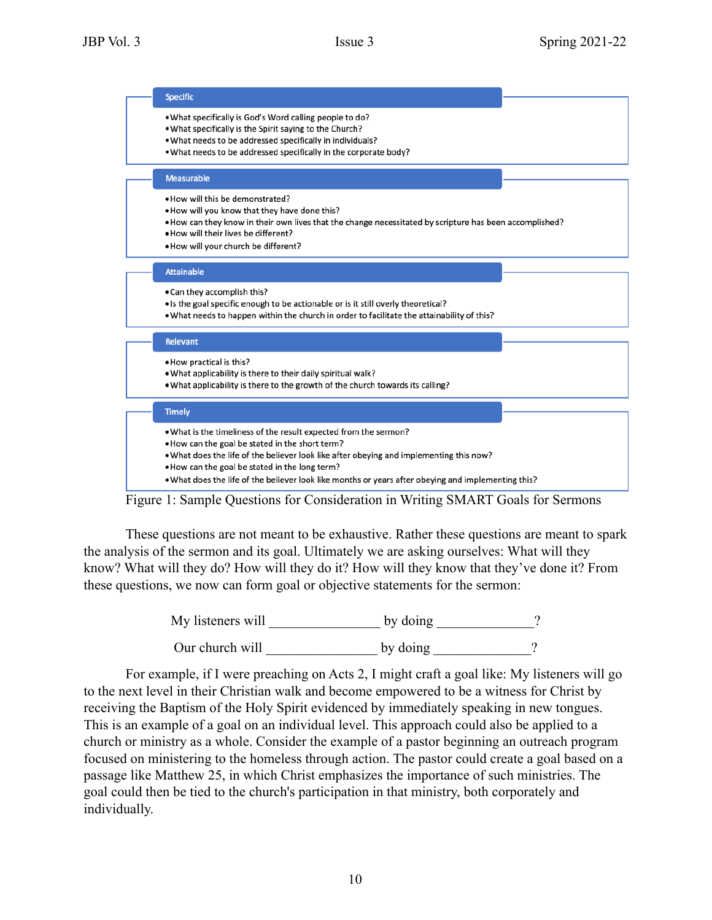**Specific**

- What specifically is God's Word calling people to do?
- What specifically is the Spirit saying to the Church?
- What needs to be addressed specifically in individuals?
- What needs to be addressed specifically in the corporate body?

**Measurable**

- How will this be demonstrated?
- How will you know that they have done this?
- How can they know in their own lives that the change necessitated by scripture has been accomplished?
- How will their lives be different?
- How will your church be different?

**Attainable**

- Can they accomplish this?
- Is the goal specific enough to be actionable or is it still overly theoretical?
- What needs to happen within the church in order to facilitate the attainability of this?

**Relevant**

- How practical is this?
- What applicability is there to their daily spiritual walk?
- What applicability is there to the growth of the church towards its calling?

**Timely**

- What is the timeliness of the result expected from the sermon?
- How can the goal be stated in the short term?
- What does the life of the believer look like after obeying and implementing this now?
- How can the goal be stated in the long term?
- What does the life of the believer look like months or years after obeying and implementing this?

Figure 1: Sample Questions for Consideration in Writing SMART Goals for Sermons

These questions are not meant to be exhaustive. Rather these questions are meant to spark the analysis of the sermon and its goal. Ultimately we are asking ourselves: What will they know? What will they do? How will they do it? How will they know that they've done it? From these questions, we now can form goal or objective statements for the sermon:

My listeners will ________________ by doing ______________?

Our church will ________________ by doing ______________?

For example, if I were preaching on Acts 2, I might craft a goal like: My listeners will go to the next level in their Christian walk and become empowered to be a witness for Christ by receiving the Baptism of the Holy Spirit evidenced by immediately speaking in new tongues. This is an example of a goal on an individual level. This approach could also be applied to a church or ministry as a whole. Consider the example of a pastor beginning an outreach program focused on ministering to the homeless through action. The pastor could create a goal based on a passage like Matthew 25, in which Christ emphasizes the importance of such ministries. The goal could then be tied to the church's participation in that ministry, both corporately and individually.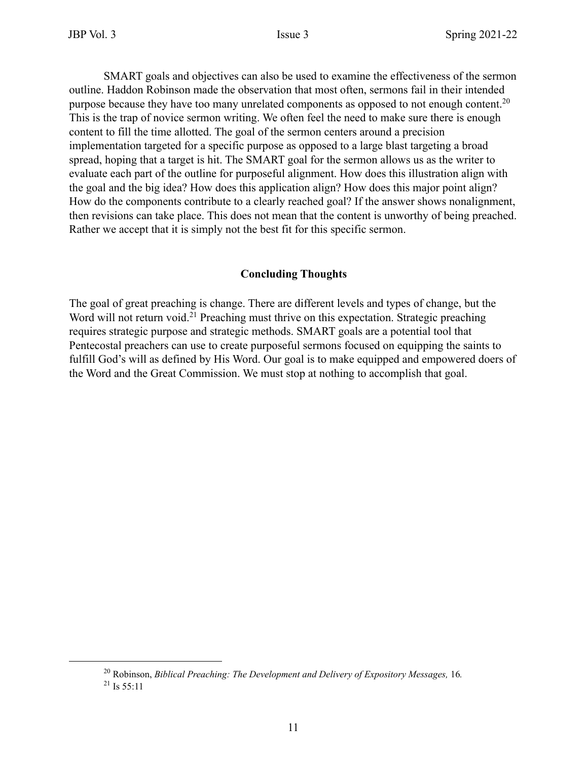SMART goals and objectives can also be used to examine the effectiveness of the sermon outline. Haddon Robinson made the observation that most often, sermons fail in their intended purpose because they have too many unrelated components as opposed to not enough content.[20] This is the trap of novice sermon writing. We often feel the need to make sure there is enough content to fill the time allotted. The goal of the sermon centers around a precision implementation targeted for a specific purpose as opposed to a large blast targeting a broad spread, hoping that a target is hit. The SMART goal for the sermon allows us as the writer to evaluate each part of the outline for purposeful alignment. How does this illustration align with the goal and the big idea? How does this application align? How does this major point align? How do the components contribute to a clearly reached goal? If the answer shows nonalignment, then revisions can take place. This does not mean that the content is unworthy of being preached. Rather we accept that it is simply not the best fit for this specific sermon.

## Concluding Thoughts

The goal of great preaching is change. There are different levels and types of change, but the Word will not return void.[21] Preaching must thrive on this expectation. Strategic preaching requires strategic purpose and strategic methods. SMART goals are a potential tool that Pentecostal preachers can use to create purposeful sermons focused on equipping the saints to fulfill God's will as defined by His Word. Our goal is to make equipped and empowered doers of the Word and the Great Commission. We must stop at nothing to accomplish that goal.

---

[20] Robinson, *Biblical Preaching: The Development and Delivery of Expository Messages,* 16.

[21] Is 55:11